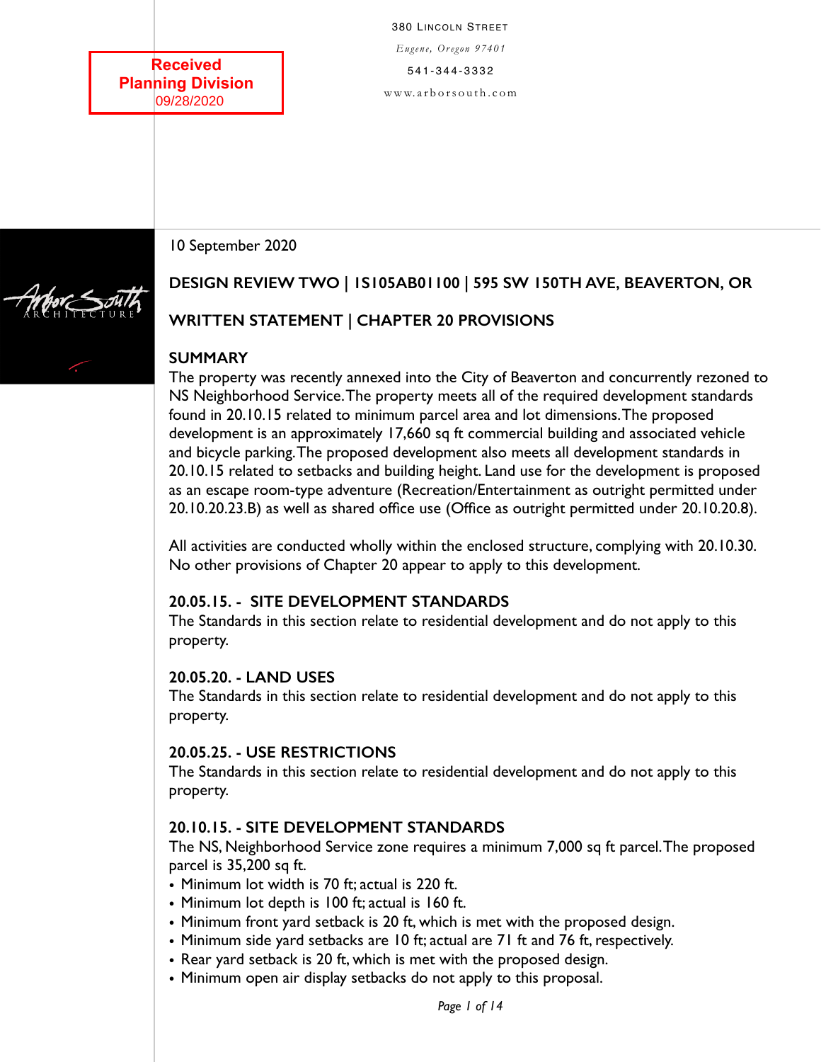Received
Planning Division
09/28/2020

380 Lincoln Street
*Eugene, Oregon 97401*
541-344-3332
www.arborsouth.com

Arbor South Architecture

10 September 2020

**DESIGN REVIEW TWO | 1S105AB01100 | 595 SW 150TH AVE, BEAVERTON, OR**

**WRITTEN STATEMENT | CHAPTER 20 PROVISIONS**

**SUMMARY**

The property was recently annexed into the City of Beaverton and concurrently rezoned to NS Neighborhood Service. The property meets all of the required development standards found in 20.10.15 related to minimum parcel area and lot dimensions. The proposed development is an approximately 17,660 sq ft commercial building and associated vehicle and bicycle parking. The proposed development also meets all development standards in 20.10.15 related to setbacks and building height. Land use for the development is proposed as an escape room-type adventure (Recreation/Entertainment as outright permitted under 20.10.20.23.B) as well as shared office use (Office as outright permitted under 20.10.20.8).

All activities are conducted wholly within the enclosed structure, complying with 20.10.30. No other provisions of Chapter 20 appear to apply to this development.

**20.05.15. - SITE DEVELOPMENT STANDARDS**

The Standards in this section relate to residential development and do not apply to this property.

**20.05.20. - LAND USES**

The Standards in this section relate to residential development and do not apply to this property.

**20.05.25. - USE RESTRICTIONS**

The Standards in this section relate to residential development and do not apply to this property.

**20.10.15. - SITE DEVELOPMENT STANDARDS**

The NS, Neighborhood Service zone requires a minimum 7,000 sq ft parcel. The proposed parcel is 35,200 sq ft.

- Minimum lot width is 70 ft; actual is 220 ft.
- Minimum lot depth is 100 ft; actual is 160 ft.
- Minimum front yard setback is 20 ft, which is met with the proposed design.
- Minimum side yard setbacks are 10 ft; actual are 71 ft and 76 ft, respectively.
- Rear yard setback is 20 ft, which is met with the proposed design.
- Minimum open air display setbacks do not apply to this proposal.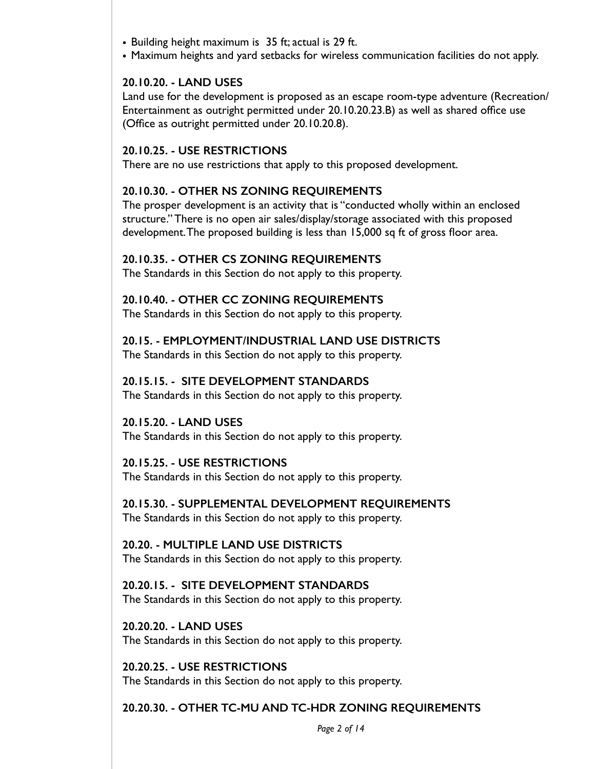- Building height maximum is 35 ft; actual is 29 ft.
- Maximum heights and yard setbacks for wireless communication facilities do not apply.

**20.10.20. - LAND USES**

Land use for the development is proposed as an escape room-type adventure (Recreation/ Entertainment as outright permitted under 20.10.20.23.B) as well as shared office use (Office as outright permitted under 20.10.20.8).

**20.10.25. - USE RESTRICTIONS**

There are no use restrictions that apply to this proposed development.

**20.10.30. - OTHER NS ZONING REQUIREMENTS**

The prosper development is an activity that is "conducted wholly within an enclosed structure." There is no open air sales/display/storage associated with this proposed development. The proposed building is less than 15,000 sq ft of gross floor area.

**20.10.35. - OTHER CS ZONING REQUIREMENTS**

The Standards in this Section do not apply to this property.

**20.10.40. - OTHER CC ZONING REQUIREMENTS**

The Standards in this Section do not apply to this property.

**20.15. - EMPLOYMENT/INDUSTRIAL LAND USE DISTRICTS**

The Standards in this Section do not apply to this property.

**20.15.15. - SITE DEVELOPMENT STANDARDS**

The Standards in this Section do not apply to this property.

**20.15.20. - LAND USES**

The Standards in this Section do not apply to this property.

**20.15.25. - USE RESTRICTIONS**

The Standards in this Section do not apply to this property.

**20.15.30. - SUPPLEMENTAL DEVELOPMENT REQUIREMENTS**

The Standards in this Section do not apply to this property.

**20.20. - MULTIPLE LAND USE DISTRICTS**

The Standards in this Section do not apply to this property.

**20.20.15. - SITE DEVELOPMENT STANDARDS**

The Standards in this Section do not apply to this property.

**20.20.20. - LAND USES**

The Standards in this Section do not apply to this property.

**20.20.25. - USE RESTRICTIONS**

The Standards in this Section do not apply to this property.

**20.20.30. - OTHER TC-MU AND TC-HDR ZONING REQUIREMENTS**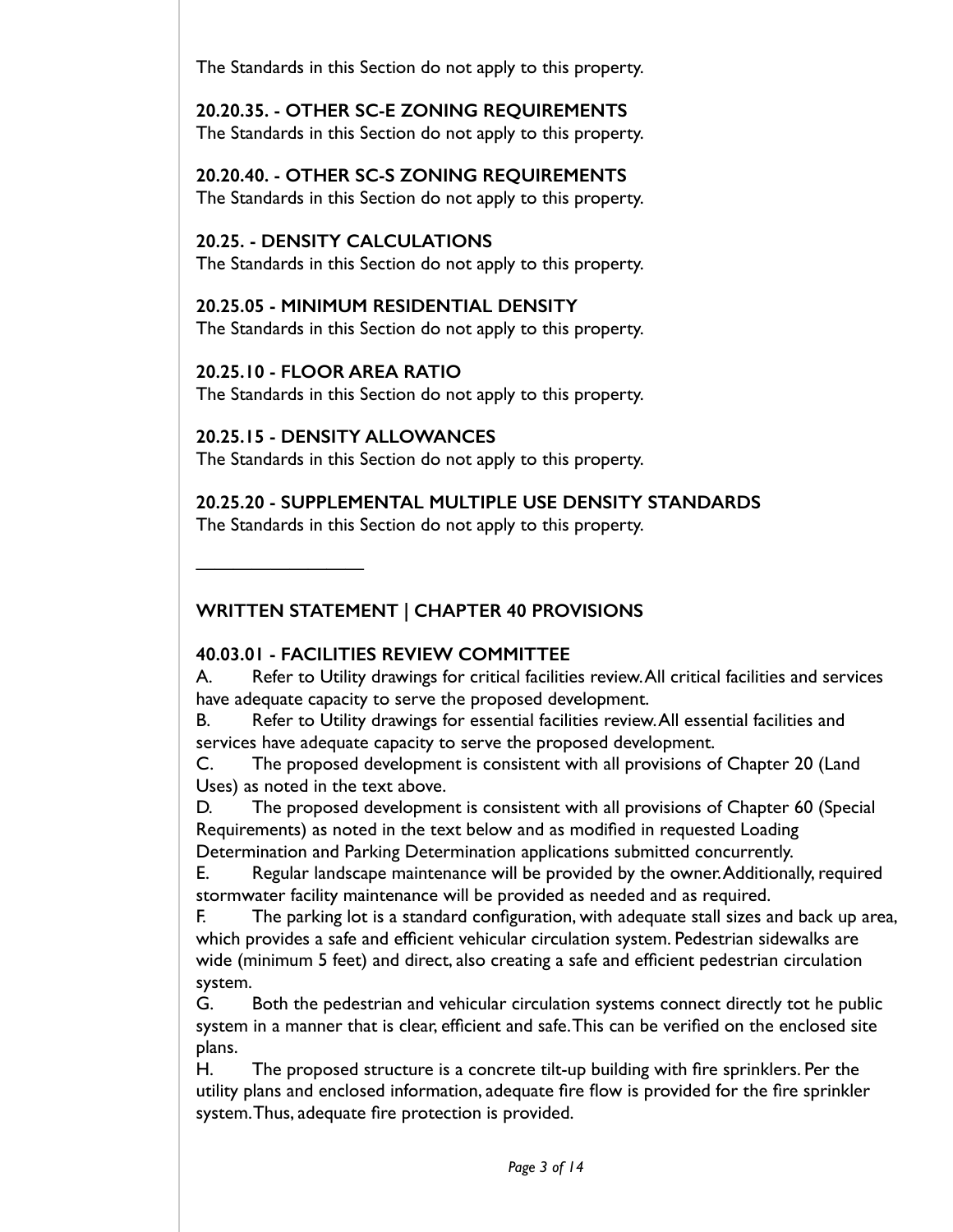The Standards in this Section do not apply to this property.

**20.20.35. - OTHER SC-E ZONING REQUIREMENTS**
The Standards in this Section do not apply to this property.

**20.20.40. - OTHER SC-S ZONING REQUIREMENTS**
The Standards in this Section do not apply to this property.

**20.25. - DENSITY CALCULATIONS**
The Standards in this Section do not apply to this property.

**20.25.05 - MINIMUM RESIDENTIAL DENSITY**
The Standards in this Section do not apply to this property.

**20.25.10 - FLOOR AREA RATIO**
The Standards in this Section do not apply to this property.

**20.25.15 - DENSITY ALLOWANCES**
The Standards in this Section do not apply to this property.

**20.25.20 - SUPPLEMENTAL MULTIPLE USE DENSITY STANDARDS**
The Standards in this Section do not apply to this property.

---

## WRITTEN STATEMENT | CHAPTER 40 PROVISIONS

**40.03.01 - FACILITIES REVIEW COMMITTEE**

A. Refer to Utility drawings for critical facilities review. All critical facilities and services have adequate capacity to serve the proposed development.

B. Refer to Utility drawings for essential facilities review. All essential facilities and services have adequate capacity to serve the proposed development.

C. The proposed development is consistent with all provisions of Chapter 20 (Land Uses) as noted in the text above.

D. The proposed development is consistent with all provisions of Chapter 60 (Special Requirements) as noted in the text below and as modified in requested Loading Determination and Parking Determination applications submitted concurrently.

E. Regular landscape maintenance will be provided by the owner. Additionally, required stormwater facility maintenance will be provided as needed and as required.

F. The parking lot is a standard configuration, with adequate stall sizes and back up area, which provides a safe and efficient vehicular circulation system. Pedestrian sidewalks are wide (minimum 5 feet) and direct, also creating a safe and efficient pedestrian circulation system.

G. Both the pedestrian and vehicular circulation systems connect directly tot he public system in a manner that is clear, efficient and safe. This can be verified on the enclosed site plans.

H. The proposed structure is a concrete tilt-up building with fire sprinklers. Per the utility plans and enclosed information, adequate fire flow is provided for the fire sprinkler system. Thus, adequate fire protection is provided.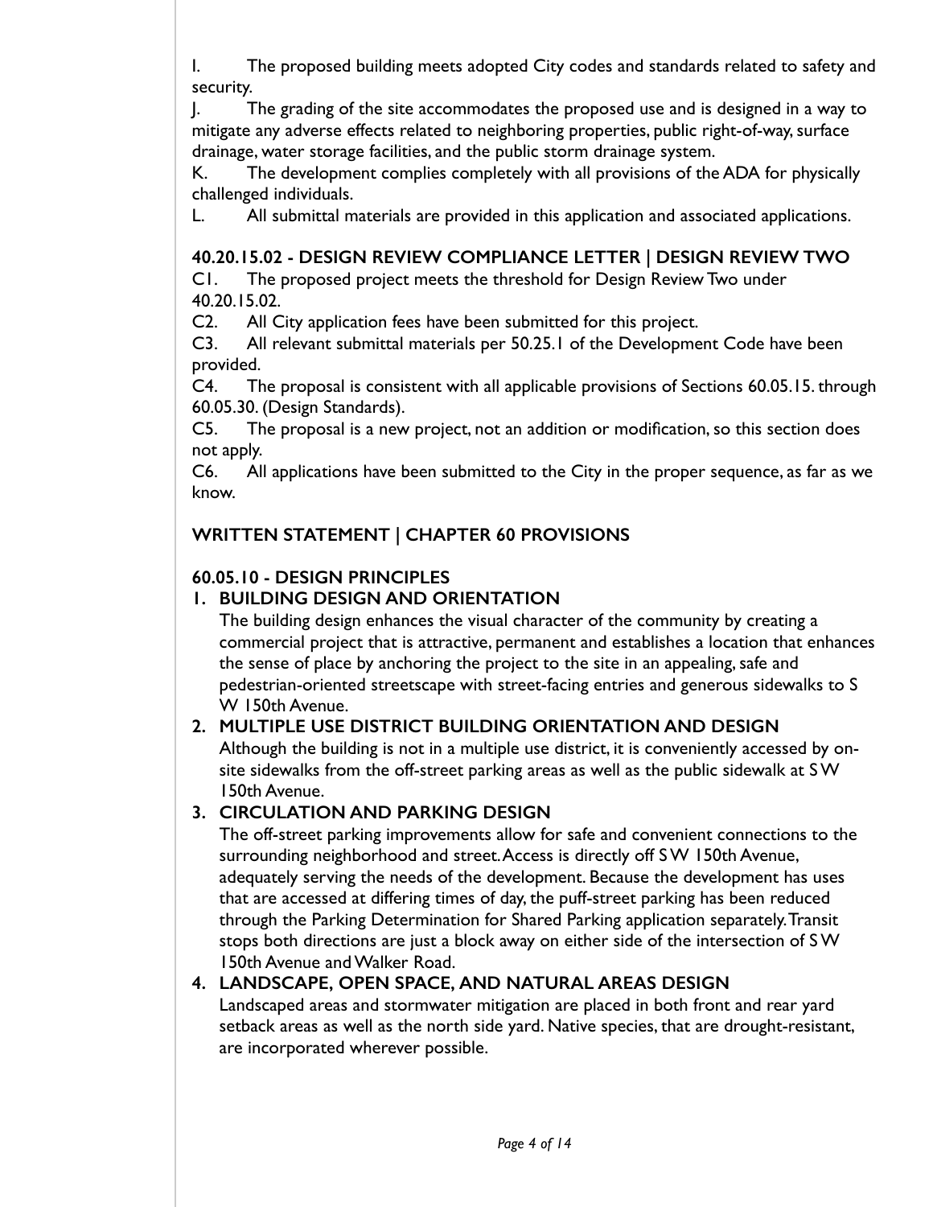I. The proposed building meets adopted City codes and standards related to safety and security.

J. The grading of the site accommodates the proposed use and is designed in a way to mitigate any adverse effects related to neighboring properties, public right-of-way, surface drainage, water storage facilities, and the public storm drainage system.

K. The development complies completely with all provisions of the ADA for physically challenged individuals.

L. All submittal materials are provided in this application and associated applications.

**40.20.15.02 - DESIGN REVIEW COMPLIANCE LETTER | DESIGN REVIEW TWO**

C1. The proposed project meets the threshold for Design Review Two under 40.20.15.02.

C2. All City application fees have been submitted for this project.

C3. All relevant submittal materials per 50.25.1 of the Development Code have been provided.

C4. The proposal is consistent with all applicable provisions of Sections 60.05.15. through 60.05.30. (Design Standards).

C5. The proposal is a new project, not an addition or modification, so this section does not apply.

C6. All applications have been submitted to the City in the proper sequence, as far as we know.

## WRITTEN STATEMENT | CHAPTER 60 PROVISIONS

### 60.05.10 - DESIGN PRINCIPLES

1. **BUILDING DESIGN AND ORIENTATION**
   The building design enhances the visual character of the community by creating a commercial project that is attractive, permanent and establishes a location that enhances the sense of place by anchoring the project to the site in an appealing, safe and pedestrian-oriented streetscape with street-facing entries and generous sidewalks to S W 150th Avenue.
2. **MULTIPLE USE DISTRICT BUILDING ORIENTATION AND DESIGN**
   Although the building is not in a multiple use district, it is conveniently accessed by on-site sidewalks from the off-street parking areas as well as the public sidewalk at SW 150th Avenue.
3. **CIRCULATION AND PARKING DESIGN**
   The off-street parking improvements allow for safe and convenient connections to the surrounding neighborhood and street. Access is directly off SW 150th Avenue, adequately serving the needs of the development. Because the development has uses that are accessed at differing times of day, the puff-street parking has been reduced through the Parking Determination for Shared Parking application separately. Transit stops both directions are just a block away on either side of the intersection of SW 150th Avenue and Walker Road.
4. **LANDSCAPE, OPEN SPACE, AND NATURAL AREAS DESIGN**
   Landscaped areas and stormwater mitigation are placed in both front and rear yard setback areas as well as the north side yard. Native species, that are drought-resistant, are incorporated wherever possible.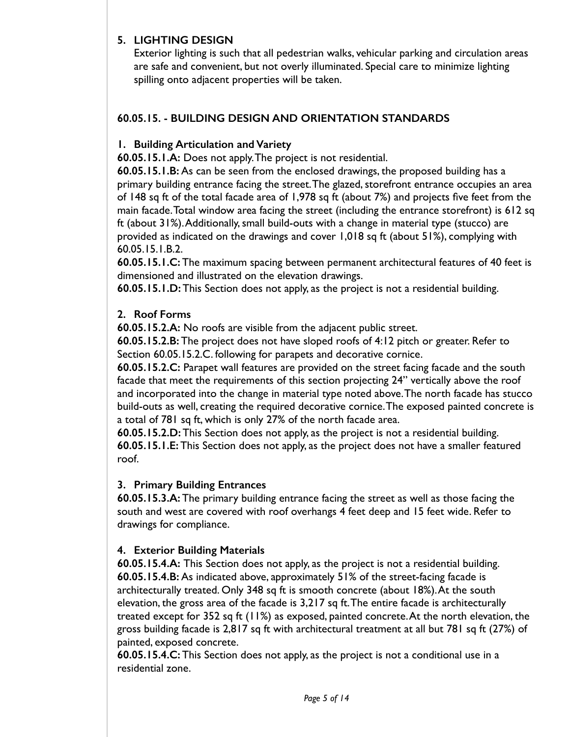## 5. LIGHTING DESIGN

Exterior lighting is such that all pedestrian walks, vehicular parking and circulation areas are safe and convenient, but not overly illuminated. Special care to minimize lighting spilling onto adjacent properties will be taken.

## 60.05.15. - BUILDING DESIGN AND ORIENTATION STANDARDS

### 1. Building Articulation and Variety

**60.05.15.1.A:** Does not apply. The project is not residential.

**60.05.15.1.B:** As can be seen from the enclosed drawings, the proposed building has a primary building entrance facing the street. The glazed, storefront entrance occupies an area of 148 sq ft of the total facade area of 1,978 sq ft (about 7%) and projects five feet from the main facade. Total window area facing the street (including the entrance storefront) is 612 sq ft (about 31%). Additionally, small build-outs with a change in material type (stucco) are provided as indicated on the drawings and cover 1,018 sq ft (about 51%), complying with 60.05.15.1.B.2.

**60.05.15.1.C:** The maximum spacing between permanent architectural features of 40 feet is dimensioned and illustrated on the elevation drawings.

**60.05.15.1.D:** This Section does not apply, as the project is not a residential building.

### 2. Roof Forms

**60.05.15.2.A:** No roofs are visible from the adjacent public street.

**60.05.15.2.B:** The project does not have sloped roofs of 4:12 pitch or greater. Refer to Section 60.05.15.2.C. following for parapets and decorative cornice.

**60.05.15.2.C:** Parapet wall features are provided on the street facing facade and the south facade that meet the requirements of this section projecting 24" vertically above the roof and incorporated into the change in material type noted above. The north facade has stucco build-outs as well, creating the required decorative cornice. The exposed painted concrete is a total of 781 sq ft, which is only 27% of the north facade area.

**60.05.15.2.D:** This Section does not apply, as the project is not a residential building.

**60.05.15.1.E:** This Section does not apply, as the project does not have a smaller featured roof.

### 3. Primary Building Entrances

**60.05.15.3.A:** The primary building entrance facing the street as well as those facing the south and west are covered with roof overhangs 4 feet deep and 15 feet wide. Refer to drawings for compliance.

### 4. Exterior Building Materials

**60.05.15.4.A:** This Section does not apply, as the project is not a residential building.

**60.05.15.4.B:** As indicated above, approximately 51% of the street-facing facade is architecturally treated. Only 348 sq ft is smooth concrete (about 18%). At the south elevation, the gross area of the facade is 3,217 sq ft. The entire facade is architecturally treated except for 352 sq ft (11%) as exposed, painted concrete. At the north elevation, the gross building facade is 2,817 sq ft with architectural treatment at all but 781 sq ft (27%) of painted, exposed concrete.

**60.05.15.4.C:** This Section does not apply, as the project is not a conditional use in a residential zone.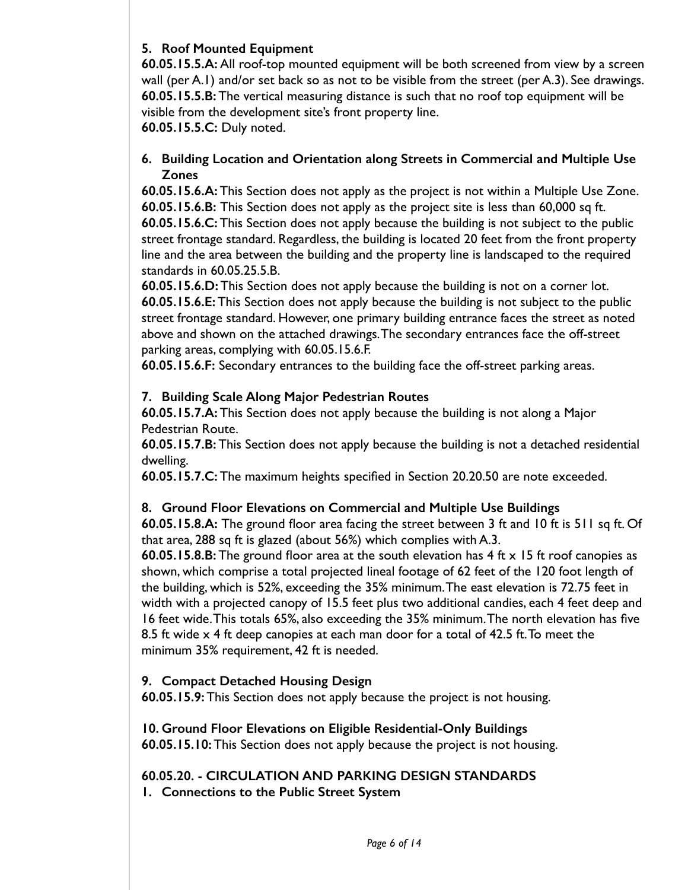### 5. Roof Mounted Equipment

**60.05.15.5.A:** All roof-top mounted equipment will be both screened from view by a screen wall (per A.1) and/or set back so as not to be visible from the street (per A.3). See drawings.
**60.05.15.5.B:** The vertical measuring distance is such that no roof top equipment will be visible from the development site's front property line.
**60.05.15.5.C:** Duly noted.

### 6. Building Location and Orientation along Streets in Commercial and Multiple Use Zones

**60.05.15.6.A:** This Section does not apply as the project is not within a Multiple Use Zone.
**60.05.15.6.B:** This Section does not apply as the project site is less than 60,000 sq ft.
**60.05.15.6.C:** This Section does not apply because the building is not subject to the public street frontage standard. Regardless, the building is located 20 feet from the front property line and the area between the building and the property line is landscaped to the required standards in 60.05.25.5.B.
**60.05.15.6.D:** This Section does not apply because the building is not on a corner lot.
**60.05.15.6.E:** This Section does not apply because the building is not subject to the public street frontage standard. However, one primary building entrance faces the street as noted above and shown on the attached drawings. The secondary entrances face the off-street parking areas, complying with 60.05.15.6.F.
**60.05.15.6.F:** Secondary entrances to the building face the off-street parking areas.

### 7. Building Scale Along Major Pedestrian Routes

**60.05.15.7.A:** This Section does not apply because the building is not along a Major Pedestrian Route.
**60.05.15.7.B:** This Section does not apply because the building is not a detached residential dwelling.
**60.05.15.7.C:** The maximum heights specified in Section 20.20.50 are note exceeded.

### 8. Ground Floor Elevations on Commercial and Multiple Use Buildings

**60.05.15.8.A:** The ground floor area facing the street between 3 ft and 10 ft is 511 sq ft. Of that area, 288 sq ft is glazed (about 56%) which complies with A.3.
**60.05.15.8.B:** The ground floor area at the south elevation has 4 ft x 15 ft roof canopies as shown, which comprise a total projected lineal footage of 62 feet of the 120 foot length of the building, which is 52%, exceeding the 35% minimum. The east elevation is 72.75 feet in width with a projected canopy of 15.5 feet plus two additional candies, each 4 feet deep and 16 feet wide. This totals 65%, also exceeding the 35% minimum. The north elevation has five 8.5 ft wide x 4 ft deep canopies at each man door for a total of 42.5 ft. To meet the minimum 35% requirement, 42 ft is needed.

### 9. Compact Detached Housing Design

**60.05.15.9:** This Section does not apply because the project is not housing.

### 10. Ground Floor Elevations on Eligible Residential-Only Buildings

**60.05.15.10:** This Section does not apply because the project is not housing.

## 60.05.20. - CIRCULATION AND PARKING DESIGN STANDARDS

### 1. Connections to the Public Street System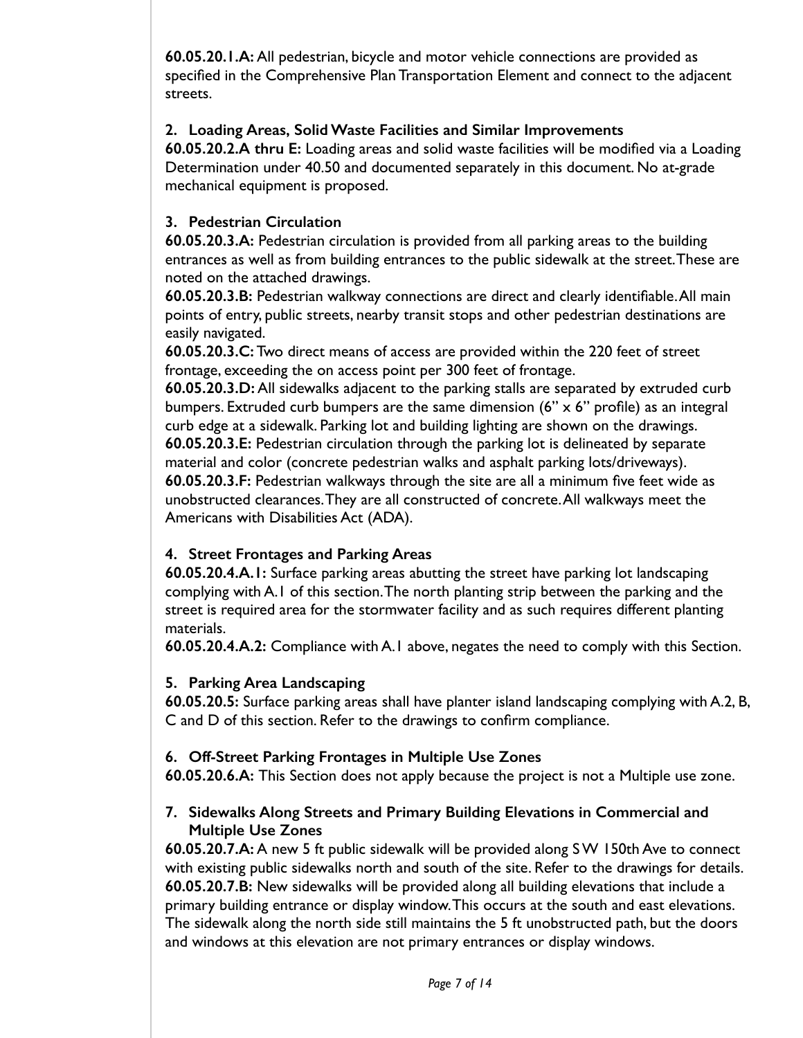**60.05.20.1.A:** All pedestrian, bicycle and motor vehicle connections are provided as specified in the Comprehensive Plan Transportation Element and connect to the adjacent streets.

2. **Loading Areas, Solid Waste Facilities and Similar Improvements**

**60.05.20.2.A thru E:** Loading areas and solid waste facilities will be modified via a Loading Determination under 40.50 and documented separately in this document. No at-grade mechanical equipment is proposed.

3. **Pedestrian Circulation**

**60.05.20.3.A:** Pedestrian circulation is provided from all parking areas to the building entrances as well as from building entrances to the public sidewalk at the street. These are noted on the attached drawings.

**60.05.20.3.B:** Pedestrian walkway connections are direct and clearly identifiable. All main points of entry, public streets, nearby transit stops and other pedestrian destinations are easily navigated.

**60.05.20.3.C:** Two direct means of access are provided within the 220 feet of street frontage, exceeding the on access point per 300 feet of frontage.

**60.05.20.3.D:** All sidewalks adjacent to the parking stalls are separated by extruded curb bumpers. Extruded curb bumpers are the same dimension (6" x 6" profile) as an integral curb edge at a sidewalk. Parking lot and building lighting are shown on the drawings.

**60.05.20.3.E:** Pedestrian circulation through the parking lot is delineated by separate material and color (concrete pedestrian walks and asphalt parking lots/driveways).

**60.05.20.3.F:** Pedestrian walkways through the site are all a minimum five feet wide as unobstructed clearances. They are all constructed of concrete. All walkways meet the Americans with Disabilities Act (ADA).

4. **Street Frontages and Parking Areas**

**60.05.20.4.A.1:** Surface parking areas abutting the street have parking lot landscaping complying with A.1 of this section. The north planting strip between the parking and the street is required area for the stormwater facility and as such requires different planting materials.

**60.05.20.4.A.2:** Compliance with A.1 above, negates the need to comply with this Section.

5. **Parking Area Landscaping**

**60.05.20.5:** Surface parking areas shall have planter island landscaping complying with A.2, B, C and D of this section. Refer to the drawings to confirm compliance.

6. **Off-Street Parking Frontages in Multiple Use Zones**

**60.05.20.6.A:** This Section does not apply because the project is not a Multiple use zone.

7. **Sidewalks Along Streets and Primary Building Elevations in Commercial and Multiple Use Zones**

**60.05.20.7.A:** A new 5 ft public sidewalk will be provided along SW 150th Ave to connect with existing public sidewalks north and south of the site. Refer to the drawings for details.

**60.05.20.7.B:** New sidewalks will be provided along all building elevations that include a primary building entrance or display window. This occurs at the south and east elevations. The sidewalk along the north side still maintains the 5 ft unobstructed path, but the doors and windows at this elevation are not primary entrances or display windows.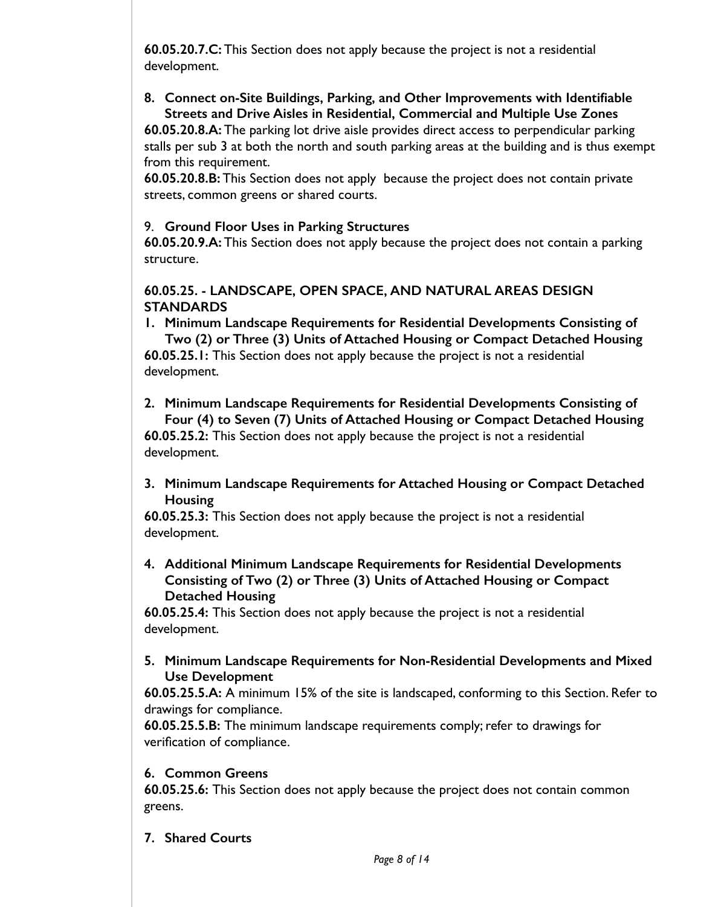**60.05.20.7.C:** This Section does not apply because the project is not a residential development.

8. **Connect on-Site Buildings, Parking, and Other Improvements with Identifiable Streets and Drive Aisles in Residential, Commercial and Multiple Use Zones**

**60.05.20.8.A:** The parking lot drive aisle provides direct access to perpendicular parking stalls per sub 3 at both the north and south parking areas at the building and is thus exempt from this requirement.

**60.05.20.8.B:** This Section does not apply because the project does not contain private streets, common greens or shared courts.

9. **Ground Floor Uses in Parking Structures**

**60.05.20.9.A:** This Section does not apply because the project does not contain a parking structure.

### 60.05.25. - LANDSCAPE, OPEN SPACE, AND NATURAL AREAS DESIGN STANDARDS

1. **Minimum Landscape Requirements for Residential Developments Consisting of Two (2) or Three (3) Units of Attached Housing or Compact Detached Housing**

**60.05.25.1:** This Section does not apply because the project is not a residential development.

2. **Minimum Landscape Requirements for Residential Developments Consisting of Four (4) to Seven (7) Units of Attached Housing or Compact Detached Housing**

**60.05.25.2:** This Section does not apply because the project is not a residential development.

3. **Minimum Landscape Requirements for Attached Housing or Compact Detached Housing**

**60.05.25.3:** This Section does not apply because the project is not a residential development.

4. **Additional Minimum Landscape Requirements for Residential Developments Consisting of Two (2) or Three (3) Units of Attached Housing or Compact Detached Housing**

**60.05.25.4:** This Section does not apply because the project is not a residential development.

5. **Minimum Landscape Requirements for Non-Residential Developments and Mixed Use Development**

**60.05.25.5.A:** A minimum 15% of the site is landscaped, conforming to this Section. Refer to drawings for compliance.

**60.05.25.5.B:** The minimum landscape requirements comply; refer to drawings for verification of compliance.

6. **Common Greens**

**60.05.25.6:** This Section does not apply because the project does not contain common greens.

7. **Shared Courts**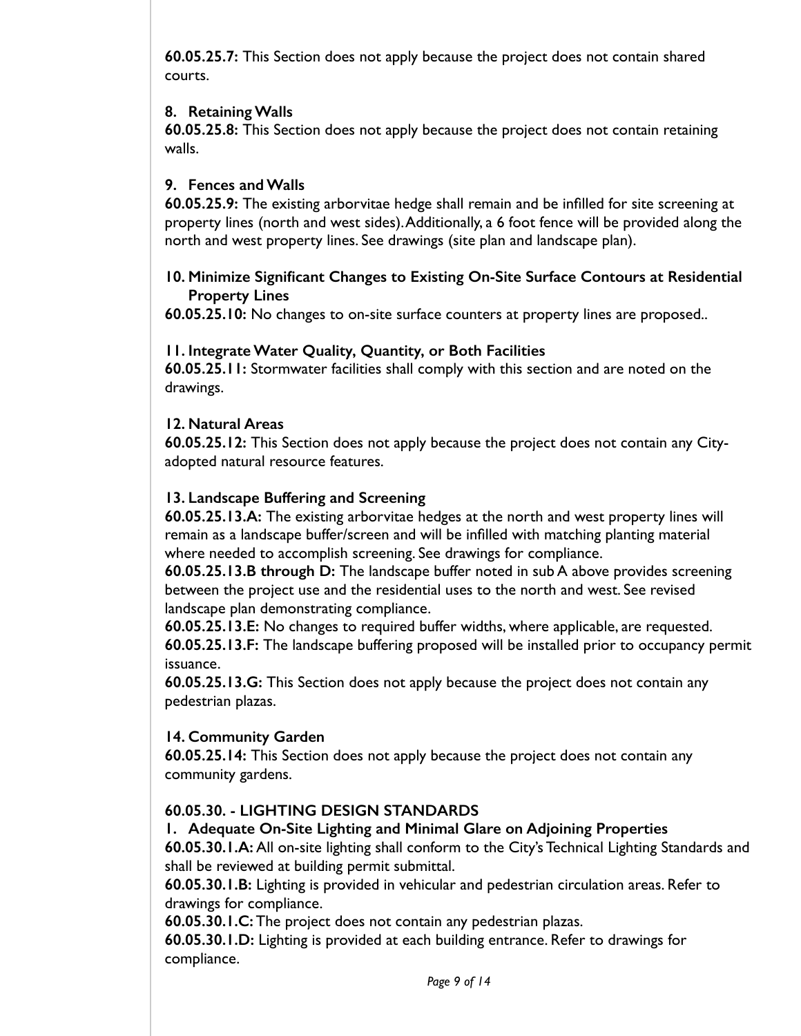**60.05.25.7:** This Section does not apply because the project does not contain shared courts.

**8. Retaining Walls**

**60.05.25.8:** This Section does not apply because the project does not contain retaining walls.

**9. Fences and Walls**

**60.05.25.9:** The existing arborvitae hedge shall remain and be infilled for site screening at property lines (north and west sides). Additionally, a 6 foot fence will be provided along the north and west property lines. See drawings (site plan and landscape plan).

**10. Minimize Significant Changes to Existing On-Site Surface Contours at Residential Property Lines**

**60.05.25.10:** No changes to on-site surface counters at property lines are proposed..

**11. Integrate Water Quality, Quantity, or Both Facilities**

**60.05.25.11:** Stormwater facilities shall comply with this section and are noted on the drawings.

**12. Natural Areas**

**60.05.25.12:** This Section does not apply because the project does not contain any City-adopted natural resource features.

**13. Landscape Buffering and Screening**

**60.05.25.13.A:** The existing arborvitae hedges at the north and west property lines will remain as a landscape buffer/screen and will be infilled with matching planting material where needed to accomplish screening. See drawings for compliance.

**60.05.25.13.B through D:** The landscape buffer noted in sub A above provides screening between the project use and the residential uses to the north and west. See revised landscape plan demonstrating compliance.

**60.05.25.13.E:** No changes to required buffer widths, where applicable, are requested.

**60.05.25.13.F:** The landscape buffering proposed will be installed prior to occupancy permit issuance.

**60.05.25.13.G:** This Section does not apply because the project does not contain any pedestrian plazas.

**14. Community Garden**

**60.05.25.14:** This Section does not apply because the project does not contain any community gardens.

**60.05.30. - LIGHTING DESIGN STANDARDS**

**1. Adequate On-Site Lighting and Minimal Glare on Adjoining Properties**

**60.05.30.1.A:** All on-site lighting shall conform to the City's Technical Lighting Standards and shall be reviewed at building permit submittal.

**60.05.30.1.B:** Lighting is provided in vehicular and pedestrian circulation areas. Refer to drawings for compliance.

**60.05.30.1.C:** The project does not contain any pedestrian plazas.

**60.05.30.1.D:** Lighting is provided at each building entrance. Refer to drawings for compliance.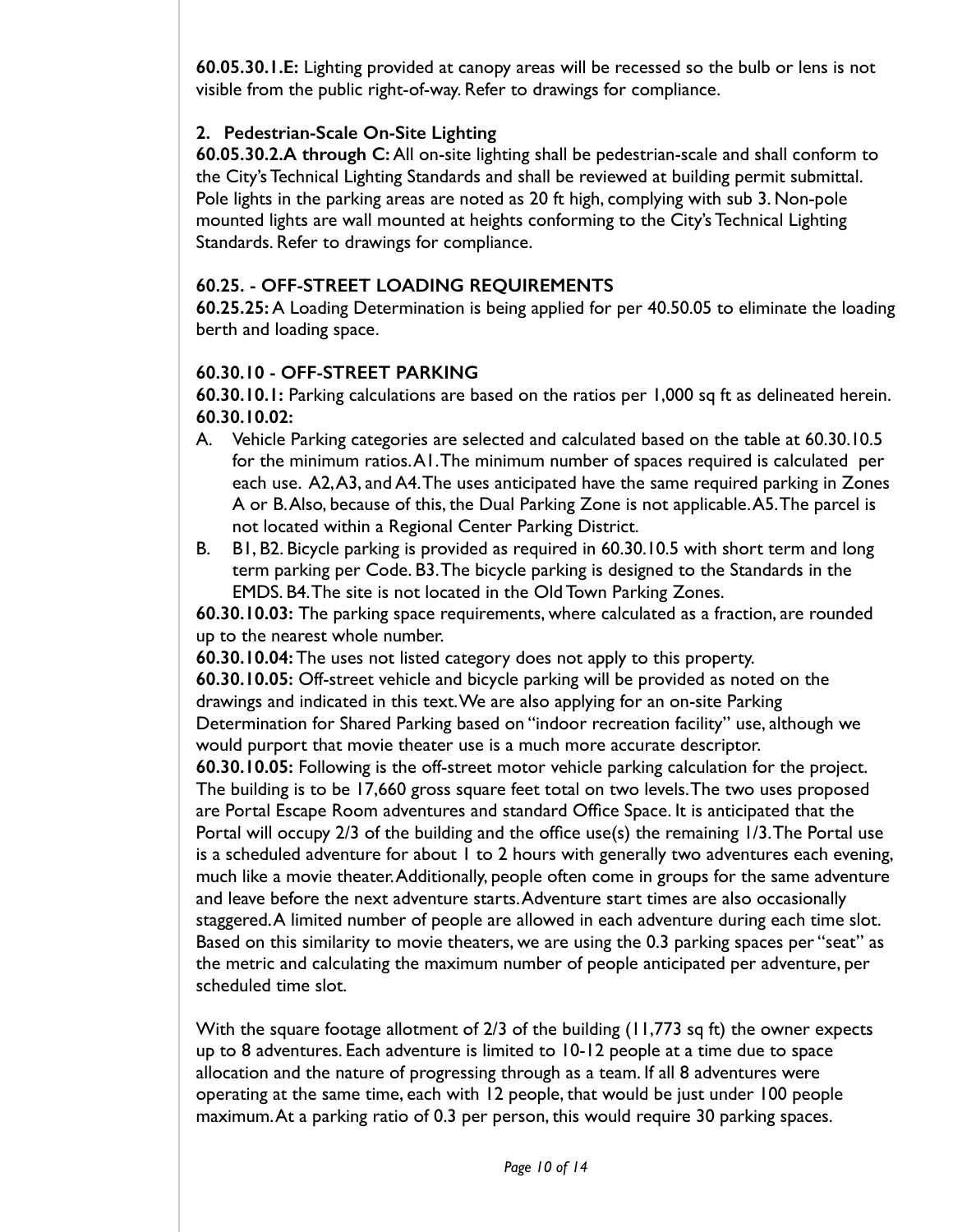**60.05.30.1.E:** Lighting provided at canopy areas will be recessed so the bulb or lens is not visible from the public right-of-way. Refer to drawings for compliance.

**2. Pedestrian-Scale On-Site Lighting**

**60.05.30.2.A through C:** All on-site lighting shall be pedestrian-scale and shall conform to the City's Technical Lighting Standards and shall be reviewed at building permit submittal. Pole lights in the parking areas are noted as 20 ft high, complying with sub 3. Non-pole mounted lights are wall mounted at heights conforming to the City's Technical Lighting Standards. Refer to drawings for compliance.

**60.25. - OFF-STREET LOADING REQUIREMENTS**

**60.25.25:** A Loading Determination is being applied for per 40.50.05 to eliminate the loading berth and loading space.

**60.30.10 - OFF-STREET PARKING**

**60.30.10.1:** Parking calculations are based on the ratios per 1,000 sq ft as delineated herein.

**60.30.10.02:**

A. Vehicle Parking categories are selected and calculated based on the table at 60.30.10.5 for the minimum ratios. A1. The minimum number of spaces required is calculated per each use. A2, A3, and A4. The uses anticipated have the same required parking in Zones A or B. Also, because of this, the Dual Parking Zone is not applicable. A5. The parcel is not located within a Regional Center Parking District.

B. B1, B2. Bicycle parking is provided as required in 60.30.10.5 with short term and long term parking per Code. B3. The bicycle parking is designed to the Standards in the EMDS. B4. The site is not located in the Old Town Parking Zones.

**60.30.10.03:** The parking space requirements, where calculated as a fraction, are rounded up to the nearest whole number.

**60.30.10.04:** The uses not listed category does not apply to this property.

**60.30.10.05:** Off-street vehicle and bicycle parking will be provided as noted on the drawings and indicated in this text. We are also applying for an on-site Parking Determination for Shared Parking based on "indoor recreation facility" use, although we would purport that movie theater use is a much more accurate descriptor.

**60.30.10.05:** Following is the off-street motor vehicle parking calculation for the project. The building is to be 17,660 gross square feet total on two levels. The two uses proposed are Portal Escape Room adventures and standard Office Space. It is anticipated that the Portal will occupy 2/3 of the building and the office use(s) the remaining 1/3. The Portal use is a scheduled adventure for about 1 to 2 hours with generally two adventures each evening, much like a movie theater. Additionally, people often come in groups for the same adventure and leave before the next adventure starts. Adventure start times are also occasionally staggered. A limited number of people are allowed in each adventure during each time slot. Based on this similarity to movie theaters, we are using the 0.3 parking spaces per "seat" as the metric and calculating the maximum number of people anticipated per adventure, per scheduled time slot.

With the square footage allotment of 2/3 of the building (11,773 sq ft) the owner expects up to 8 adventures. Each adventure is limited to 10-12 people at a time due to space allocation and the nature of progressing through as a team. If all 8 adventures were operating at the same time, each with 12 people, that would be just under 100 people maximum. At a parking ratio of 0.3 per person, this would require 30 parking spaces.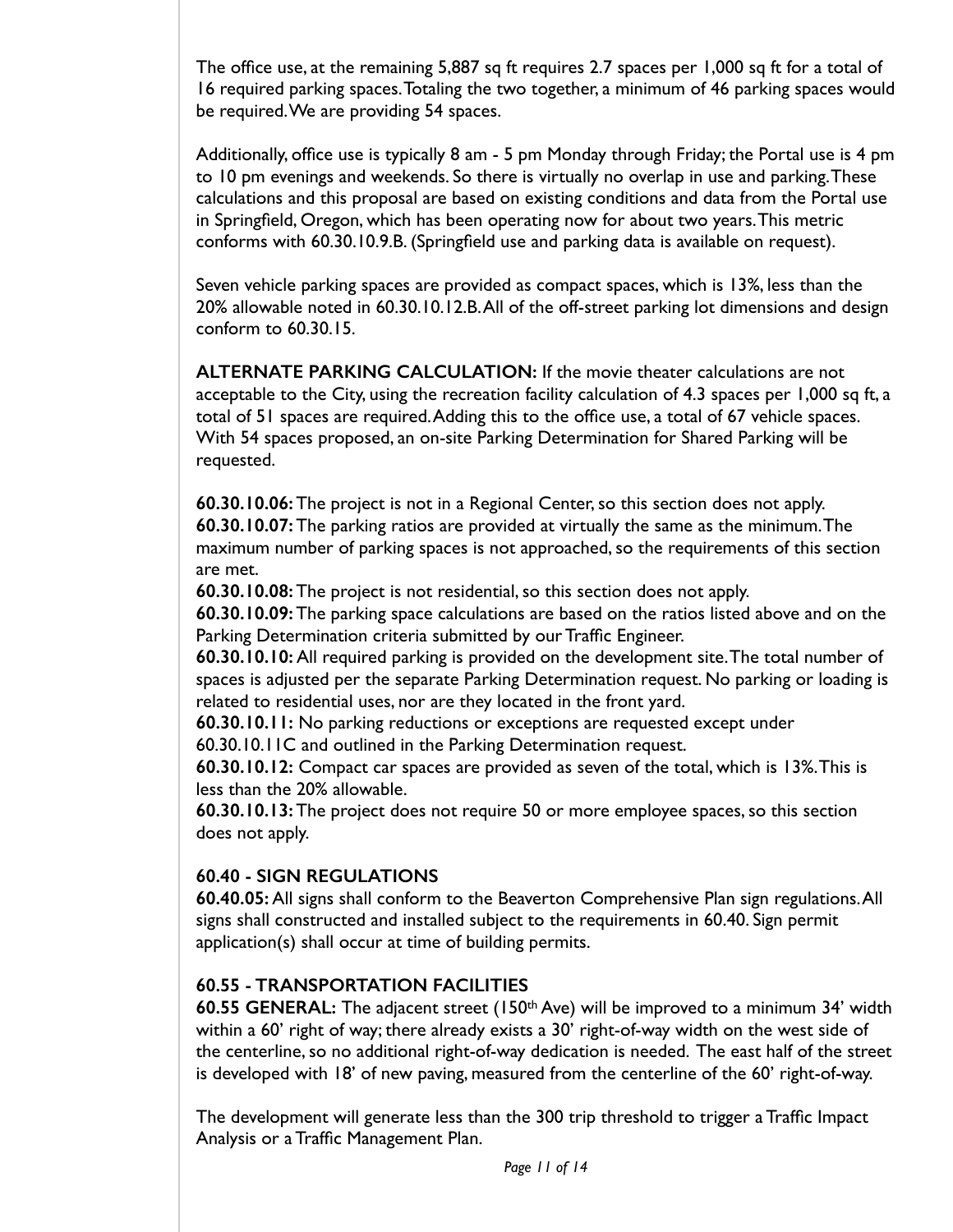The office use, at the remaining 5,887 sq ft requires 2.7 spaces per 1,000 sq ft for a total of 16 required parking spaces. Totaling the two together, a minimum of 46 parking spaces would be required. We are providing 54 spaces.

Additionally, office use is typically 8 am - 5 pm Monday through Friday; the Portal use is 4 pm to 10 pm evenings and weekends. So there is virtually no overlap in use and parking. These calculations and this proposal are based on existing conditions and data from the Portal use in Springfield, Oregon, which has been operating now for about two years. This metric conforms with 60.30.10.9.B. (Springfield use and parking data is available on request).

Seven vehicle parking spaces are provided as compact spaces, which is 13%, less than the 20% allowable noted in 60.30.10.12.B. All of the off-street parking lot dimensions and design conform to 60.30.15.

**ALTERNATE PARKING CALCULATION:** If the movie theater calculations are not acceptable to the City, using the recreation facility calculation of 4.3 spaces per 1,000 sq ft, a total of 51 spaces are required. Adding this to the office use, a total of 67 vehicle spaces. With 54 spaces proposed, an on-site Parking Determination for Shared Parking will be requested.

**60.30.10.06:** The project is not in a Regional Center, so this section does not apply.
**60.30.10.07:** The parking ratios are provided at virtually the same as the minimum. The maximum number of parking spaces is not approached, so the requirements of this section are met.
**60.30.10.08:** The project is not residential, so this section does not apply.
**60.30.10.09:** The parking space calculations are based on the ratios listed above and on the Parking Determination criteria submitted by our Traffic Engineer.
**60.30.10.10:** All required parking is provided on the development site. The total number of spaces is adjusted per the separate Parking Determination request. No parking or loading is related to residential uses, nor are they located in the front yard.
**60.30.10.11:** No parking reductions or exceptions are requested except under 60.30.10.11C and outlined in the Parking Determination request.
**60.30.10.12:** Compact car spaces are provided as seven of the total, which is 13%. This is less than the 20% allowable.
**60.30.10.13:** The project does not require 50 or more employee spaces, so this section does not apply.

## 60.40 - SIGN REGULATIONS

**60.40.05:** All signs shall conform to the Beaverton Comprehensive Plan sign regulations. All signs shall constructed and installed subject to the requirements in 60.40. Sign permit application(s) shall occur at time of building permits.

## 60.55 - TRANSPORTATION FACILITIES

**60.55 GENERAL:** The adjacent street (150th Ave) will be improved to a minimum 34' width within a 60' right of way; there already exists a 30' right-of-way width on the west side of the centerline, so no additional right-of-way dedication is needed. The east half of the street is developed with 18' of new paving, measured from the centerline of the 60' right-of-way.

The development will generate less than the 300 trip threshold to trigger a Traffic Impact Analysis or a Traffic Management Plan.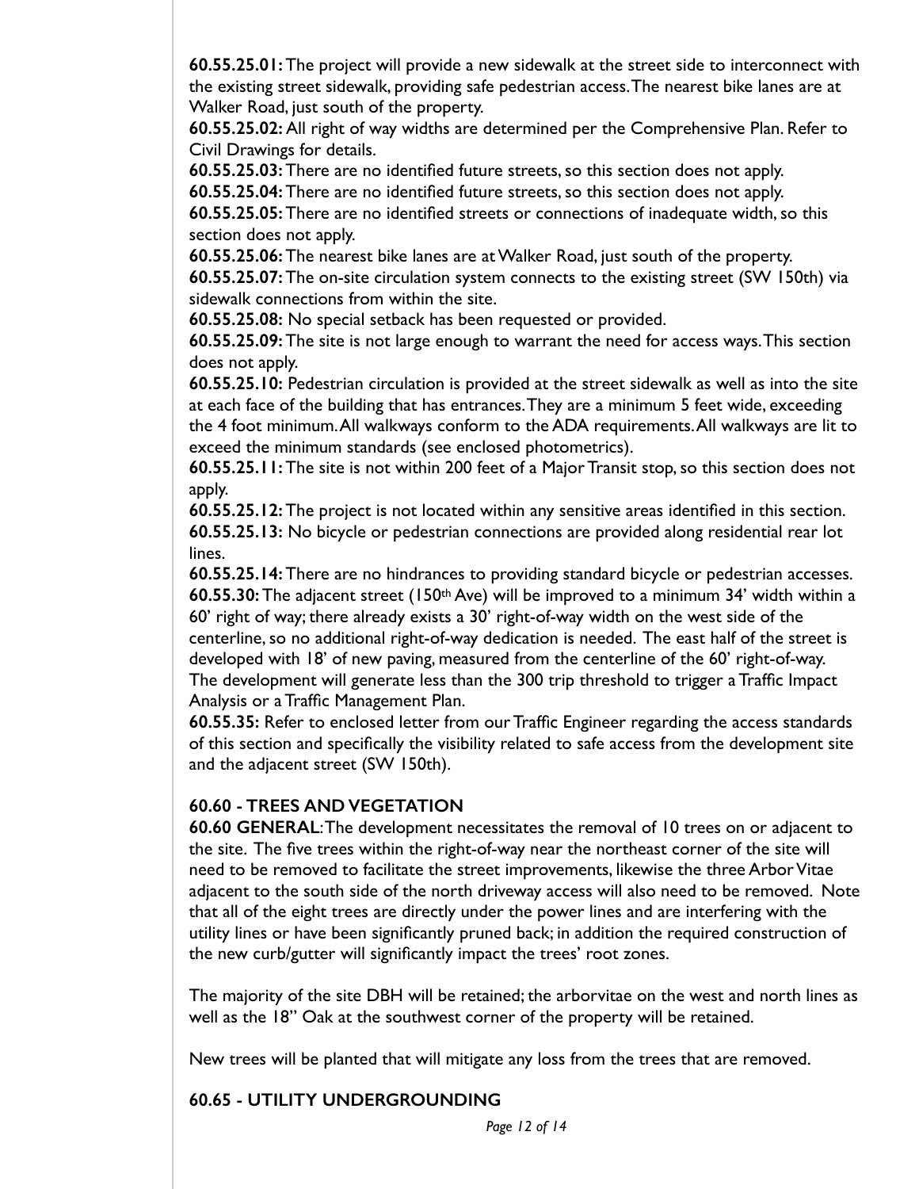**60.55.25.01:** The project will provide a new sidewalk at the street side to interconnect with the existing street sidewalk, providing safe pedestrian access. The nearest bike lanes are at Walker Road, just south of the property.

**60.55.25.02:** All right of way widths are determined per the Comprehensive Plan. Refer to Civil Drawings for details.

**60.55.25.03:** There are no identified future streets, so this section does not apply.

**60.55.25.04:** There are no identified future streets, so this section does not apply.

**60.55.25.05:** There are no identified streets or connections of inadequate width, so this section does not apply.

**60.55.25.06:** The nearest bike lanes are at Walker Road, just south of the property.

**60.55.25.07:** The on-site circulation system connects to the existing street (SW 150th) via sidewalk connections from within the site.

**60.55.25.08:** No special setback has been requested or provided.

**60.55.25.09:** The site is not large enough to warrant the need for access ways. This section does not apply.

**60.55.25.10:** Pedestrian circulation is provided at the street sidewalk as well as into the site at each face of the building that has entrances. They are a minimum 5 feet wide, exceeding the 4 foot minimum. All walkways conform to the ADA requirements. All walkways are lit to exceed the minimum standards (see enclosed photometrics).

**60.55.25.11:** The site is not within 200 feet of a Major Transit stop, so this section does not apply.

**60.55.25.12:** The project is not located within any sensitive areas identified in this section.

**60.55.25.13:** No bicycle or pedestrian connections are provided along residential rear lot lines.

**60.55.25.14:** There are no hindrances to providing standard bicycle or pedestrian accesses.

**60.55.30:** The adjacent street (150th Ave) will be improved to a minimum 34' width within a 60' right of way; there already exists a 30' right-of-way width on the west side of the centerline, so no additional right-of-way dedication is needed. The east half of the street is developed with 18' of new paving, measured from the centerline of the 60' right-of-way. The development will generate less than the 300 trip threshold to trigger a Traffic Impact Analysis or a Traffic Management Plan.

**60.55.35:** Refer to enclosed letter from our Traffic Engineer regarding the access standards of this section and specifically the visibility related to safe access from the development site and the adjacent street (SW 150th).

## 60.60 - TREES AND VEGETATION

**60.60 GENERAL**: The development necessitates the removal of 10 trees on or adjacent to the site. The five trees within the right-of-way near the northeast corner of the site will need to be removed to facilitate the street improvements, likewise the three Arbor Vitae adjacent to the south side of the north driveway access will also need to be removed. Note that all of the eight trees are directly under the power lines and are interfering with the utility lines or have been significantly pruned back; in addition the required construction of the new curb/gutter will significantly impact the trees' root zones.

The majority of the site DBH will be retained; the arborvitae on the west and north lines as well as the 18" Oak at the southwest corner of the property will be retained.

New trees will be planted that will mitigate any loss from the trees that are removed.

## 60.65 - UTILITY UNDERGROUNDING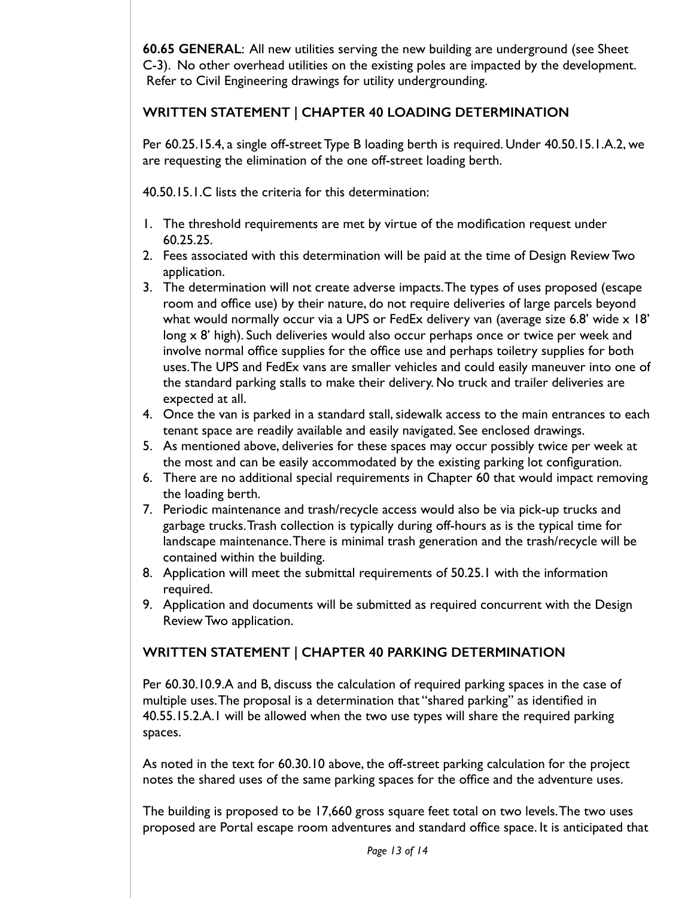**60.65 GENERAL**: All new utilities serving the new building are underground (see Sheet C-3). No other overhead utilities on the existing poles are impacted by the development. Refer to Civil Engineering drawings for utility undergrounding.

## WRITTEN STATEMENT | CHAPTER 40 LOADING DETERMINATION

Per 60.25.15.4, a single off-street Type B loading berth is required. Under 40.50.15.1.A.2, we are requesting the elimination of the one off-street loading berth.

40.50.15.1.C lists the criteria for this determination:

1. The threshold requirements are met by virtue of the modification request under 60.25.25.
2. Fees associated with this determination will be paid at the time of Design Review Two application.
3. The determination will not create adverse impacts. The types of uses proposed (escape room and office use) by their nature, do not require deliveries of large parcels beyond what would normally occur via a UPS or FedEx delivery van (average size 6.8' wide x 18' long x 8' high). Such deliveries would also occur perhaps once or twice per week and involve normal office supplies for the office use and perhaps toiletry supplies for both uses. The UPS and FedEx vans are smaller vehicles and could easily maneuver into one of the standard parking stalls to make their delivery. No truck and trailer deliveries are expected at all.
4. Once the van is parked in a standard stall, sidewalk access to the main entrances to each tenant space are readily available and easily navigated. See enclosed drawings.
5. As mentioned above, deliveries for these spaces may occur possibly twice per week at the most and can be easily accommodated by the existing parking lot configuration.
6. There are no additional special requirements in Chapter 60 that would impact removing the loading berth.
7. Periodic maintenance and trash/recycle access would also be via pick-up trucks and garbage trucks. Trash collection is typically during off-hours as is the typical time for landscape maintenance. There is minimal trash generation and the trash/recycle will be contained within the building.
8. Application will meet the submittal requirements of 50.25.1 with the information required.
9. Application and documents will be submitted as required concurrent with the Design Review Two application.

## WRITTEN STATEMENT | CHAPTER 40 PARKING DETERMINATION

Per 60.30.10.9.A and B, discuss the calculation of required parking spaces in the case of multiple uses. The proposal is a determination that "shared parking" as identified in 40.55.15.2.A.1 will be allowed when the two use types will share the required parking spaces.

As noted in the text for 60.30.10 above, the off-street parking calculation for the project notes the shared uses of the same parking spaces for the office and the adventure uses.

The building is proposed to be 17,660 gross square feet total on two levels. The two uses proposed are Portal escape room adventures and standard office space. It is anticipated that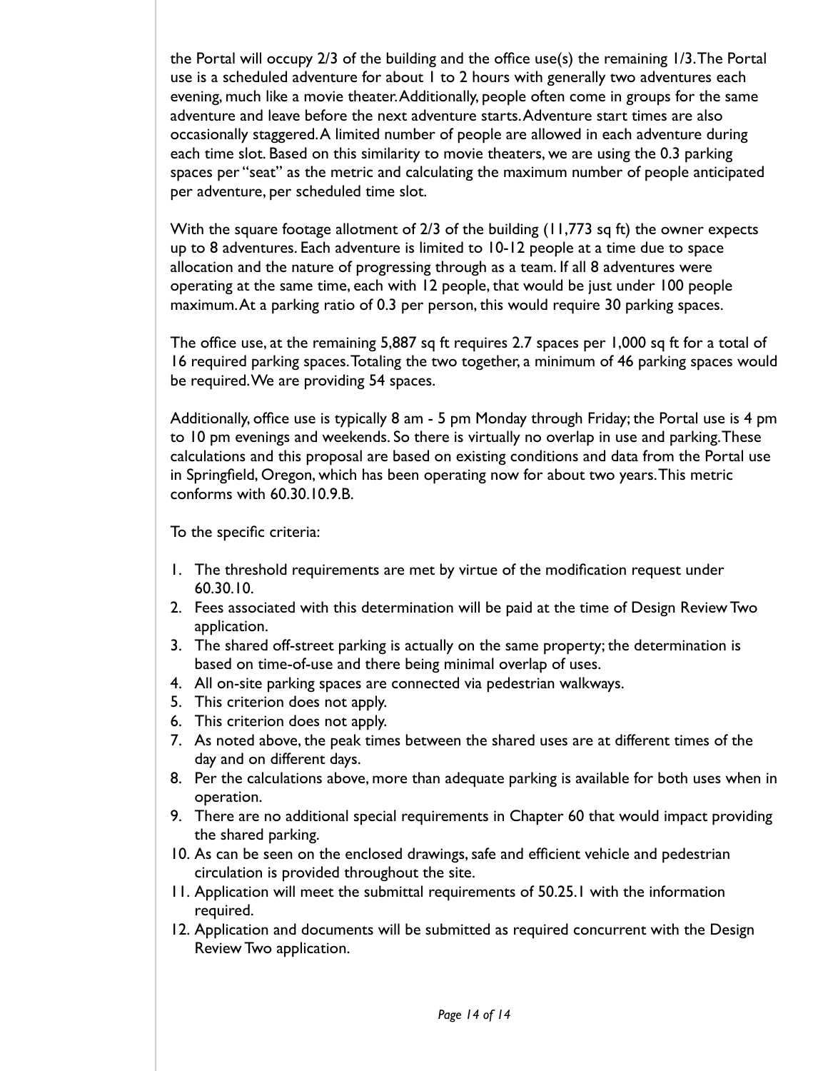the Portal will occupy 2/3 of the building and the office use(s) the remaining 1/3. The Portal use is a scheduled adventure for about 1 to 2 hours with generally two adventures each evening, much like a movie theater. Additionally, people often come in groups for the same adventure and leave before the next adventure starts. Adventure start times are also occasionally staggered. A limited number of people are allowed in each adventure during each time slot. Based on this similarity to movie theaters, we are using the 0.3 parking spaces per "seat" as the metric and calculating the maximum number of people anticipated per adventure, per scheduled time slot.

With the square footage allotment of 2/3 of the building (11,773 sq ft) the owner expects up to 8 adventures. Each adventure is limited to 10-12 people at a time due to space allocation and the nature of progressing through as a team. If all 8 adventures were operating at the same time, each with 12 people, that would be just under 100 people maximum. At a parking ratio of 0.3 per person, this would require 30 parking spaces.

The office use, at the remaining 5,887 sq ft requires 2.7 spaces per 1,000 sq ft for a total of 16 required parking spaces. Totaling the two together, a minimum of 46 parking spaces would be required. We are providing 54 spaces.

Additionally, office use is typically 8 am - 5 pm Monday through Friday; the Portal use is 4 pm to 10 pm evenings and weekends. So there is virtually no overlap in use and parking. These calculations and this proposal are based on existing conditions and data from the Portal use in Springfield, Oregon, which has been operating now for about two years. This metric conforms with 60.30.10.9.B.

To the specific criteria:

1. The threshold requirements are met by virtue of the modification request under 60.30.10.
2. Fees associated with this determination will be paid at the time of Design Review Two application.
3. The shared off-street parking is actually on the same property; the determination is based on time-of-use and there being minimal overlap of uses.
4. All on-site parking spaces are connected via pedestrian walkways.
5. This criterion does not apply.
6. This criterion does not apply.
7. As noted above, the peak times between the shared uses are at different times of the day and on different days.
8. Per the calculations above, more than adequate parking is available for both uses when in operation.
9. There are no additional special requirements in Chapter 60 that would impact providing the shared parking.
10. As can be seen on the enclosed drawings, safe and efficient vehicle and pedestrian circulation is provided throughout the site.
11. Application will meet the submittal requirements of 50.25.1 with the information required.
12. Application and documents will be submitted as required concurrent with the Design Review Two application.